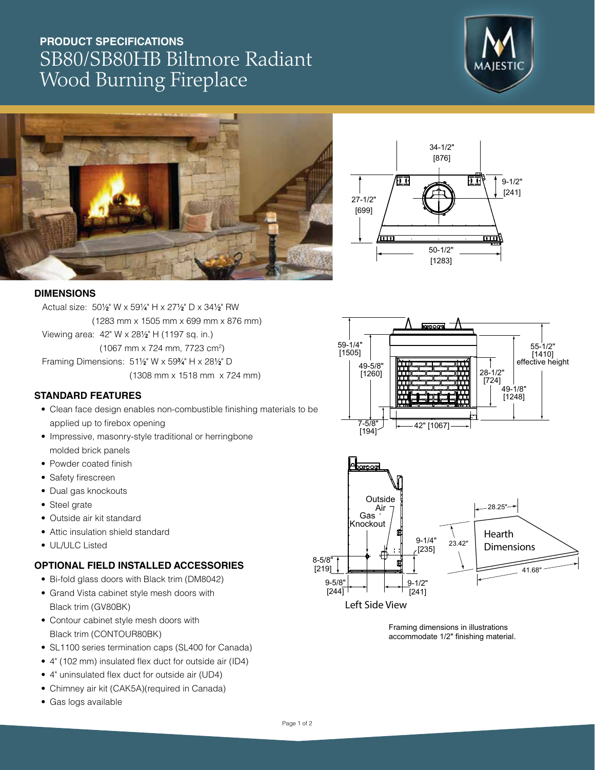## PRODUCT SPECIFICATIONS

# SB80/SB80HB Biltmore Radiant Wood Burning Fireplace

### DIMENSIONS

Actual size: 50½" W x 59¼" H x 27½" D x 34½" RW
(1283 mm x 1505 mm x 699 mm x 876 mm)

Viewing area: 42" W x 28½" H (1197 sq. in.)
(1067 mm x 724 mm, 7723 cm$^2$)

Framing Dimensions: 51½" W x 59¾" H x 28½" D
(1308 mm x 1518 mm x 724 mm)

### STANDARD FEATURES

- Clean face design enables non-combustible finishing materials to be applied up to firebox opening
- Impressive, masonry-style traditional or herringbone molded brick panels
- Powder coated finish
- Safety firescreen
- Dual gas knockouts
- Steel grate
- Outside air kit standard
- Attic insulation shield standard
- UL/ULC Listed

### OPTIONAL FIELD INSTALLED ACCESSORIES

- Bi-fold glass doors with Black trim (DM8042)
- Grand Vista cabinet style mesh doors with Black trim (GV80BK)
- Contour cabinet style mesh doors with Black trim (CONTOUR80BK)
- SL1100 series termination caps (SL400 for Canada)
- 4" (102 mm) insulated flex duct for outside air (ID4)
- 4" uninsulated flex duct for outside air (UD4)
- Chimney air kit (CAK5A)(required in Canada)
- Gas logs available

34-1/2" [876]; 9-1/2" [241]; 27-1/2" [699]; 50-1/2" [1283]

59-1/4" [1505]; 49-5/8" [1260]; 28-1/2" [724]; 55-1/2" [1410] effective height; 49-1/8" [1248]; 7-5/8" [194]; 42" [1067]

Outside Air; Gas Knockout; 9-1/4" [235]; 8-5/8" [219]; 9-5/8" [244]; 9-1/2" [241]

Left Side View

Hearth Dimensions: 28.25"; 23.42"; 41.68"

Framing dimensions in illustrations accommodate 1/2" finishing material.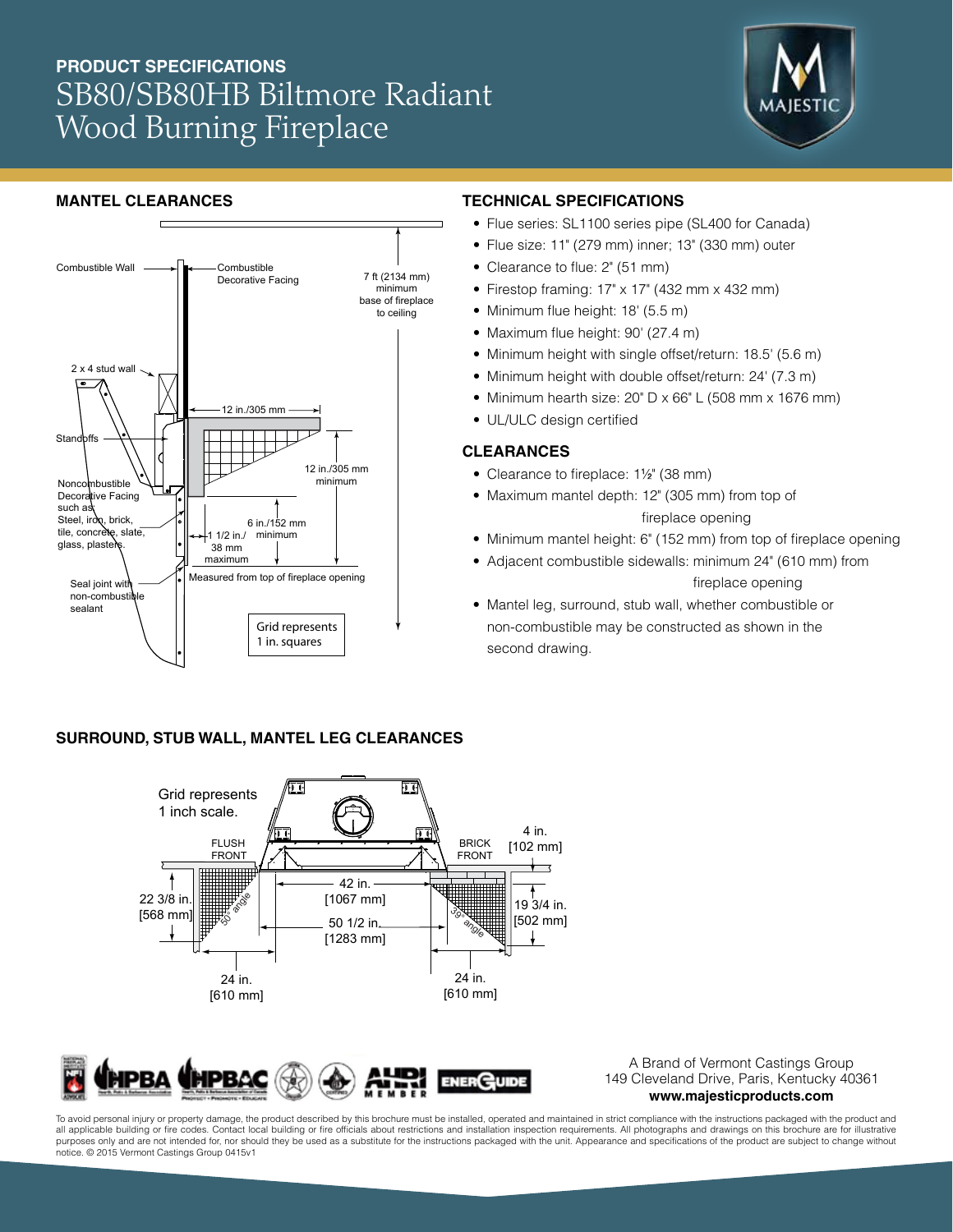**PRODUCT SPECIFICATIONS**

# SB80/SB80HB Biltmore Radiant Wood Burning Fireplace

## MANTEL CLEARANCES

Combustible Wall

Combustible Decorative Facing

7 ft (2134 mm) minimum base of fireplace to ceiling

2 x 4 stud wall

12 in./305 mm

Standoffs

12 in./305 mm minimum

Noncombustible Decorative Facing such as Steel, iron, brick, tile, concrete, slate, glass, plasters.

6 in./152 mm minimum

1 1/2 in./ 38 mm maximum

Measured from top of fireplace opening

Seal joint with non-combustible sealant

Grid represents 1 in. squares

## TECHNICAL SPECIFICATIONS

- Flue series: SL1100 series pipe (SL400 for Canada)
- Flue size: 11" (279 mm) inner; 13" (330 mm) outer
- Clearance to flue: 2" (51 mm)
- Firestop framing: 17" x 17" (432 mm x 432 mm)
- Minimum flue height: 18' (5.5 m)
- Maximum flue height: 90' (27.4 m)
- Minimum height with single offset/return: 18.5' (5.6 m)
- Minimum height with double offset/return: 24' (7.3 m)
- Minimum hearth size: 20" D x 66" L (508 mm x 1676 mm)
- UL/ULC design certified

## CLEARANCES

- Clearance to fireplace: 1½" (38 mm)
- Maximum mantel depth: 12" (305 mm) from top of fireplace opening
- Minimum mantel height: 6" (152 mm) from top of fireplace opening
- Adjacent combustible sidewalls: minimum 24" (610 mm) from fireplace opening
- Mantel leg, surround, stub wall, whether combustible or non-combustible may be constructed as shown in the second drawing.

## SURROUND, STUB WALL, MANTEL LEG CLEARANCES

Grid represents 1 inch scale.

FLUSH FRONT

BRICK FRONT

4 in. [102 mm]

22 3/8 in. [568 mm]

50° angle

42 in. [1067 mm]

50 1/2 in. [1283 mm]

39° angle

19 3/4 in. [502 mm]

24 in. [610 mm]

24 in. [610 mm]

A Brand of Vermont Castings Group
149 Cleveland Drive, Paris, Kentucky 40361
**www.majesticproducts.com**

To avoid personal injury or property damage, the product described by this brochure must be installed, operated and maintained in strict compliance with the instructions packaged with the product and all applicable building or fire codes. Contact local building or fire officials about restrictions and installation inspection requirements. All photographs and drawings on this brochure are for illustrative purposes only and are not intended for, nor should they be used as a substitute for the instructions packaged with the unit. Appearance and specifications of the product are subject to change without notice. © 2015 Vermont Castings Group 0415v1